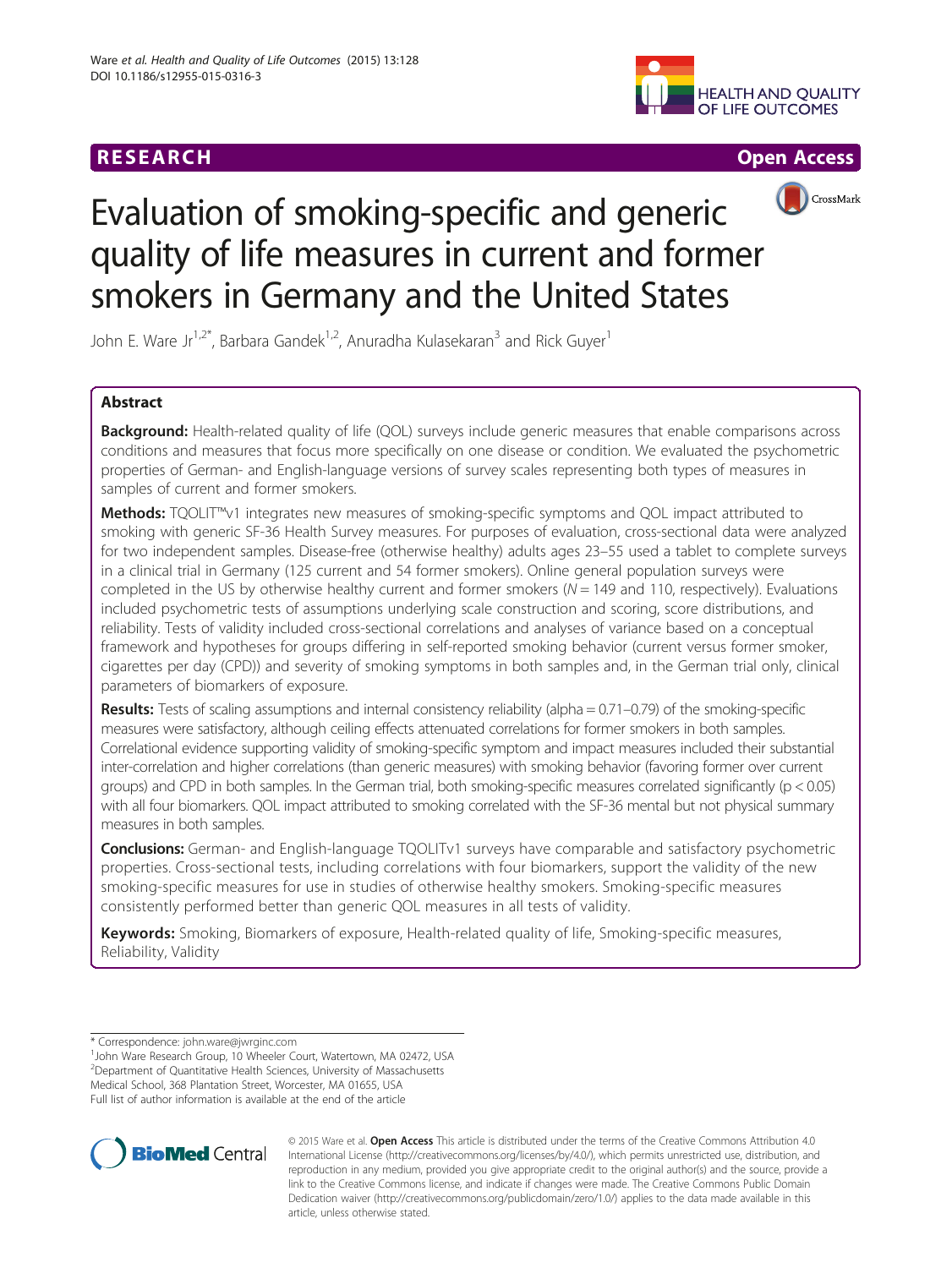RESEARCH Open Access

# Evaluation of smoking-specific and generic quality of life measures in current and former smokers in Germany and the United States

John E. Ware Jr[1,2*], Barbara Gandek[1,2], Anuradha Kulasekaran[3] and Rick Guyer[1]

## Abstract

**Background:** Health-related quality of life (QOL) surveys include generic measures that enable comparisons across conditions and measures that focus more specifically on one disease or condition. We evaluated the psychometric properties of German- and English-language versions of survey scales representing both types of measures in samples of current and former smokers.

**Methods:** TQOLIT™v1 integrates new measures of smoking-specific symptoms and QOL impact attributed to smoking with generic SF-36 Health Survey measures. For purposes of evaluation, cross-sectional data were analyzed for two independent samples. Disease-free (otherwise healthy) adults ages 23–55 used a tablet to complete surveys in a clinical trial in Germany (125 current and 54 former smokers). Online general population surveys were completed in the US by otherwise healthy current and former smokers ($N = 149$ and 110, respectively). Evaluations included psychometric tests of assumptions underlying scale construction and scoring, score distributions, and reliability. Tests of validity included cross-sectional correlations and analyses of variance based on a conceptual framework and hypotheses for groups differing in self-reported smoking behavior (current versus former smoker, cigarettes per day (CPD)) and severity of smoking symptoms in both samples and, in the German trial only, clinical parameters of biomarkers of exposure.

**Results:** Tests of scaling assumptions and internal consistency reliability (alpha = 0.71–0.79) of the smoking-specific measures were satisfactory, although ceiling effects attenuated correlations for former smokers in both samples. Correlational evidence supporting validity of smoking-specific symptom and impact measures included their substantial inter-correlation and higher correlations (than generic measures) with smoking behavior (favoring former over current groups) and CPD in both samples. In the German trial, both smoking-specific measures correlated significantly ($p < 0.05$) with all four biomarkers. QOL impact attributed to smoking correlated with the SF-36 mental but not physical summary measures in both samples.

**Conclusions:** German- and English-language TQOLITv1 surveys have comparable and satisfactory psychometric properties. Cross-sectional tests, including correlations with four biomarkers, support the validity of the new smoking-specific measures for use in studies of otherwise healthy smokers. Smoking-specific measures consistently performed better than generic QOL measures in all tests of validity.

**Keywords:** Smoking, Biomarkers of exposure, Health-related quality of life, Smoking-specific measures, Reliability, Validity

\* Correspondence: john.ware@jwrginc.com
[1]John Ware Research Group, 10 Wheeler Court, Watertown, MA 02472, USA
[2]Department of Quantitative Health Sciences, University of Massachusetts Medical School, 368 Plantation Street, Worcester, MA 01655, USA
Full list of author information is available at the end of the article

© 2015 Ware et al. **Open Access** This article is distributed under the terms of the Creative Commons Attribution 4.0 International License (http://creativecommons.org/licenses/by/4.0/), which permits unrestricted use, distribution, and reproduction in any medium, provided you give appropriate credit to the original author(s) and the source, provide a link to the Creative Commons license, and indicate if changes were made. The Creative Commons Public Domain Dedication waiver (http://creativecommons.org/publicdomain/zero/1.0/) applies to the data made available in this article, unless otherwise stated.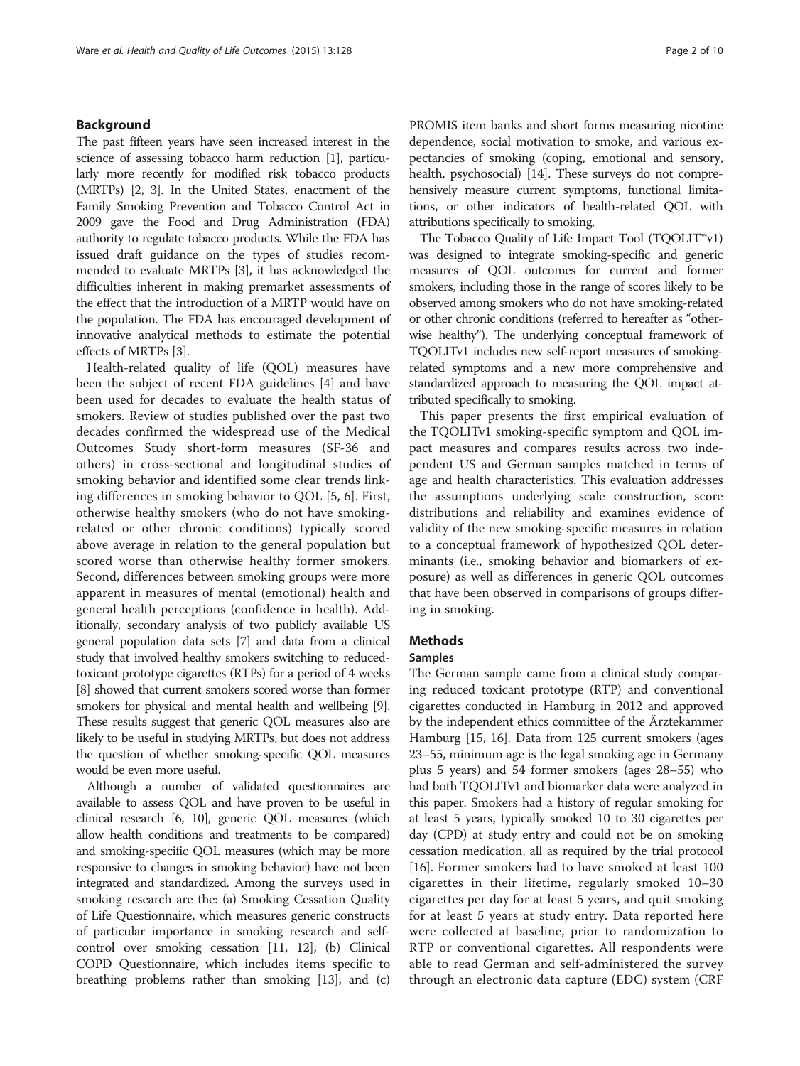## Background

The past fifteen years have seen increased interest in the science of assessing tobacco harm reduction [1], particularly more recently for modified risk tobacco products (MRTPs) [2, 3]. In the United States, enactment of the Family Smoking Prevention and Tobacco Control Act in 2009 gave the Food and Drug Administration (FDA) authority to regulate tobacco products. While the FDA has issued draft guidance on the types of studies recommended to evaluate MRTPs [3], it has acknowledged the difficulties inherent in making premarket assessments of the effect that the introduction of a MRTP would have on the population. The FDA has encouraged development of innovative analytical methods to estimate the potential effects of MRTPs [3].

Health-related quality of life (QOL) measures have been the subject of recent FDA guidelines [4] and have been used for decades to evaluate the health status of smokers. Review of studies published over the past two decades confirmed the widespread use of the Medical Outcomes Study short-form measures (SF-36 and others) in cross-sectional and longitudinal studies of smoking behavior and identified some clear trends linking differences in smoking behavior to QOL [5, 6]. First, otherwise healthy smokers (who do not have smoking-related or other chronic conditions) typically scored above average in relation to the general population but scored worse than otherwise healthy former smokers. Second, differences between smoking groups were more apparent in measures of mental (emotional) health and general health perceptions (confidence in health). Additionally, secondary analysis of two publicly available US general population data sets [7] and data from a clinical study that involved healthy smokers switching to reduced-toxicant prototype cigarettes (RTPs) for a period of 4 weeks [8] showed that current smokers scored worse than former smokers for physical and mental health and wellbeing [9]. These results suggest that generic QOL measures also are likely to be useful in studying MRTPs, but does not address the question of whether smoking-specific QOL measures would be even more useful.

Although a number of validated questionnaires are available to assess QOL and have proven to be useful in clinical research [6, 10], generic QOL measures (which allow health conditions and treatments to be compared) and smoking-specific QOL measures (which may be more responsive to changes in smoking behavior) have not been integrated and standardized. Among the surveys used in smoking research are the: (a) Smoking Cessation Quality of Life Questionnaire, which measures generic constructs of particular importance in smoking research and self-control over smoking cessation [11, 12]; (b) Clinical COPD Questionnaire, which includes items specific to breathing problems rather than smoking [13]; and (c) PROMIS item banks and short forms measuring nicotine dependence, social motivation to smoke, and various expectancies of smoking (coping, emotional and sensory, health, psychosocial) [14]. These surveys do not comprehensively measure current symptoms, functional limitations, or other indicators of health-related QOL with attributions specifically to smoking.

The Tobacco Quality of Life Impact Tool (TQOLIT™v1) was designed to integrate smoking-specific and generic measures of QOL outcomes for current and former smokers, including those in the range of scores likely to be observed among smokers who do not have smoking-related or other chronic conditions (referred to hereafter as "otherwise healthy"). The underlying conceptual framework of TQOLITv1 includes new self-report measures of smoking-related symptoms and a new more comprehensive and standardized approach to measuring the QOL impact attributed specifically to smoking.

This paper presents the first empirical evaluation of the TQOLITv1 smoking-specific symptom and QOL impact measures and compares results across two independent US and German samples matched in terms of age and health characteristics. This evaluation addresses the assumptions underlying scale construction, score distributions and reliability and examines evidence of validity of the new smoking-specific measures in relation to a conceptual framework of hypothesized QOL determinants (i.e., smoking behavior and biomarkers of exposure) as well as differences in generic QOL outcomes that have been observed in comparisons of groups differing in smoking.

## Methods

### Samples

The German sample came from a clinical study comparing reduced toxicant prototype (RTP) and conventional cigarettes conducted in Hamburg in 2012 and approved by the independent ethics committee of the Ärztekammer Hamburg [15, 16]. Data from 125 current smokers (ages 23–55, minimum age is the legal smoking age in Germany plus 5 years) and 54 former smokers (ages 28–55) who had both TQOLITv1 and biomarker data were analyzed in this paper. Smokers had a history of regular smoking for at least 5 years, typically smoked 10 to 30 cigarettes per day (CPD) at study entry and could not be on smoking cessation medication, all as required by the trial protocol [16]. Former smokers had to have smoked at least 100 cigarettes in their lifetime, regularly smoked 10–30 cigarettes per day for at least 5 years, and quit smoking for at least 5 years at study entry. Data reported here were collected at baseline, prior to randomization to RTP or conventional cigarettes. All respondents were able to read German and self-administered the survey through an electronic data capture (EDC) system (CRF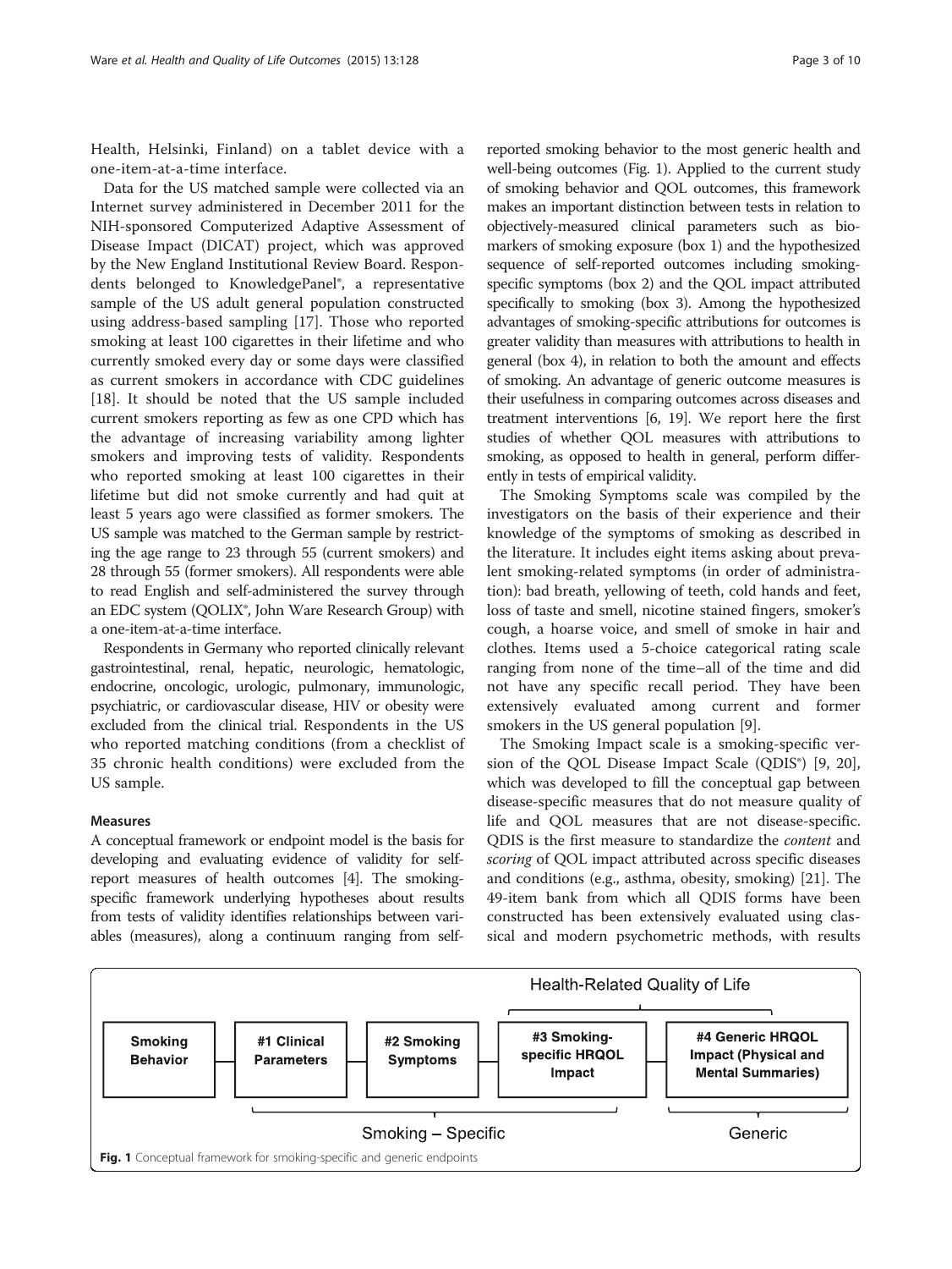Health, Helsinki, Finland) on a tablet device with a one-item-at-a-time interface.

Data for the US matched sample were collected via an Internet survey administered in December 2011 for the NIH-sponsored Computerized Adaptive Assessment of Disease Impact (DICAT) project, which was approved by the New England Institutional Review Board. Respondents belonged to KnowledgePanel®, a representative sample of the US adult general population constructed using address-based sampling [17]. Those who reported smoking at least 100 cigarettes in their lifetime and who currently smoked every day or some days were classified as current smokers in accordance with CDC guidelines [18]. It should be noted that the US sample included current smokers reporting as few as one CPD which has the advantage of increasing variability among lighter smokers and improving tests of validity. Respondents who reported smoking at least 100 cigarettes in their lifetime but did not smoke currently and had quit at least 5 years ago were classified as former smokers. The US sample was matched to the German sample by restricting the age range to 23 through 55 (current smokers) and 28 through 55 (former smokers). All respondents were able to read English and self-administered the survey through an EDC system (QOLIX®, John Ware Research Group) with a one-item-at-a-time interface.

Respondents in Germany who reported clinically relevant gastrointestinal, renal, hepatic, neurologic, hematologic, endocrine, oncologic, urologic, pulmonary, immunologic, psychiatric, or cardiovascular disease, HIV or obesity were excluded from the clinical trial. Respondents in the US who reported matching conditions (from a checklist of 35 chronic health conditions) were excluded from the US sample.

#### Measures

A conceptual framework or endpoint model is the basis for developing and evaluating evidence of validity for self-report measures of health outcomes [4]. The smoking-specific framework underlying hypotheses about results from tests of validity identifies relationships between variables (measures), along a continuum ranging from self-reported smoking behavior to the most generic health and well-being outcomes (Fig. 1). Applied to the current study of smoking behavior and QOL outcomes, this framework makes an important distinction between tests in relation to objectively-measured clinical parameters such as biomarkers of smoking exposure (box 1) and the hypothesized sequence of self-reported outcomes including smoking-specific symptoms (box 2) and the QOL impact attributed specifically to smoking (box 3). Among the hypothesized advantages of smoking-specific attributions for outcomes is greater validity than measures with attributions to health in general (box 4), in relation to both the amount and effects of smoking. An advantage of generic outcome measures is their usefulness in comparing outcomes across diseases and treatment interventions [6, 19]. We report here the first studies of whether QOL measures with attributions to smoking, as opposed to health in general, perform differently in tests of empirical validity.

The Smoking Symptoms scale was compiled by the investigators on the basis of their experience and their knowledge of the symptoms of smoking as described in the literature. It includes eight items asking about prevalent smoking-related symptoms (in order of administration): bad breath, yellowing of teeth, cold hands and feet, loss of taste and smell, nicotine stained fingers, smoker's cough, a hoarse voice, and smell of smoke in hair and clothes. Items used a 5-choice categorical rating scale ranging from none of the time–all of the time and did not have any specific recall period. They have been extensively evaluated among current and former smokers in the US general population [9].

The Smoking Impact scale is a smoking-specific version of the QOL Disease Impact Scale (QDIS®) [9, 20], which was developed to fill the conceptual gap between disease-specific measures that do not measure quality of life and QOL measures that are not disease-specific. QDIS is the first measure to standardize the *content* and *scoring* of QOL impact attributed across specific diseases and conditions (e.g., asthma, obesity, smoking) [21]. The 49-item bank from which all QDIS forms have been constructed has been extensively evaluated using classical and modern psychometric methods, with results

| | | | Health-Related Quality of Life | |
|---|---|---|---|---|
| **Smoking Behavior** | **#1 Clinical Parameters** | **#2 Smoking Symptoms** | **#3 Smoking-specific HRQOL Impact** | **#4 Generic HRQOL Impact (Physical and Mental Summaries)** |
| | Smoking – Specific | | | Generic |

**Fig. 1** Conceptual framework for smoking-specific and generic endpoints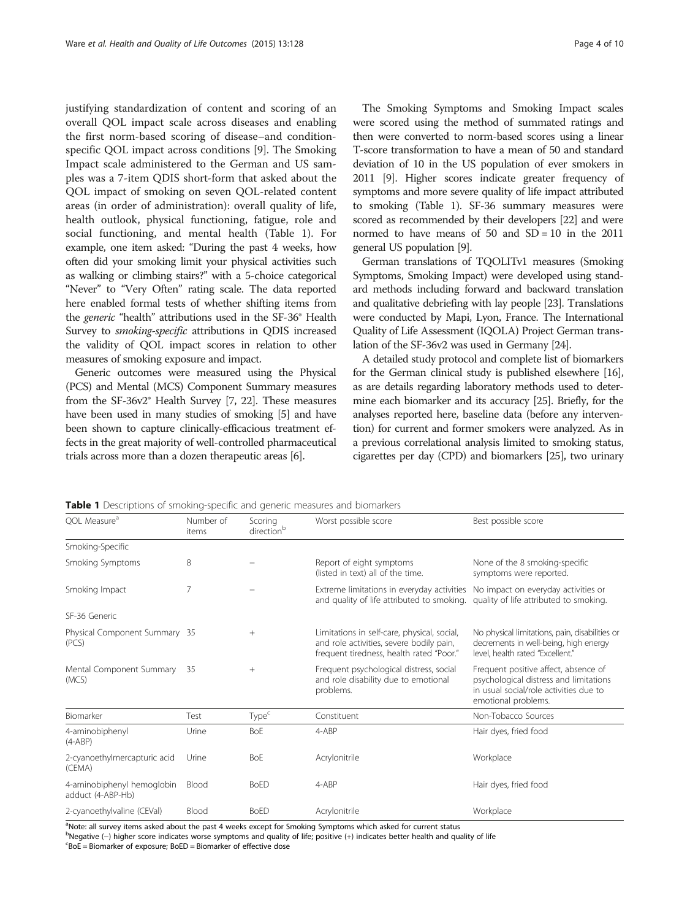justifying standardization of content and scoring of an overall QOL impact scale across diseases and enabling the first norm-based scoring of disease–and condition-specific QOL impact across conditions [9]. The Smoking Impact scale administered to the German and US samples was a 7-item QDIS short-form that asked about the QOL impact of smoking on seven QOL-related content areas (in order of administration): overall quality of life, health outlook, physical functioning, fatigue, role and social functioning, and mental health (Table 1). For example, one item asked: "During the past 4 weeks, how often did your smoking limit your physical activities such as walking or climbing stairs?" with a 5-choice categorical "Never" to "Very Often" rating scale. The data reported here enabled formal tests of whether shifting items from the *generic* "health" attributions used in the SF-36® Health Survey to *smoking-specific* attributions in QDIS increased the validity of QOL impact scores in relation to other measures of smoking exposure and impact.

Generic outcomes were measured using the Physical (PCS) and Mental (MCS) Component Summary measures from the SF-36v2® Health Survey [7, 22]. These measures have been used in many studies of smoking [5] and have been shown to capture clinically-efficacious treatment effects in the great majority of well-controlled pharmaceutical trials across more than a dozen therapeutic areas [6].

The Smoking Symptoms and Smoking Impact scales were scored using the method of summated ratings and then were converted to norm-based scores using a linear T-score transformation to have a mean of 50 and standard deviation of 10 in the US population of ever smokers in 2011 [9]. Higher scores indicate greater frequency of symptoms and more severe quality of life impact attributed to smoking (Table 1). SF-36 summary measures were scored as recommended by their developers [22] and were normed to have means of 50 and SD = 10 in the 2011 general US population [9].

German translations of TQOLITv1 measures (Smoking Symptoms, Smoking Impact) were developed using standard methods including forward and backward translation and qualitative debriefing with lay people [23]. Translations were conducted by Mapi, Lyon, France. The International Quality of Life Assessment (IQOLA) Project German translation of the SF-36v2 was used in Germany [24].

A detailed study protocol and complete list of biomarkers for the German clinical study is published elsewhere [16], as are details regarding laboratory methods used to determine each biomarker and its accuracy [25]. Briefly, for the analyses reported here, baseline data (before any intervention) for current and former smokers were analyzed. As in a previous correlational analysis limited to smoking status, cigarettes per day (CPD) and biomarkers [25], two urinary

**Table 1** Descriptions of smoking-specific and generic measures and biomarkers

| QOL Measure[a] | Number of items | Scoring direction[b] | Worst possible score | Best possible score |
|---|---|---|---|---|
| Smoking-Specific | | | | |
| Smoking Symptoms | 8 | – | Report of eight symptoms (listed in text) all of the time. | None of the 8 smoking-specific symptoms were reported. |
| Smoking Impact | 7 | – | Extreme limitations in everyday activities and quality of life attributed to smoking. | No impact on everyday activities or quality of life attributed to smoking. |
| SF-36 Generic | | | | |
| Physical Component Summary (PCS) | 35 | + | Limitations in self-care, physical, social, and role activities, severe bodily pain, frequent tiredness, health rated "Poor." | No physical limitations, pain, disabilities or decrements in well-being, high energy level, health rated "Excellent." |
| Mental Component Summary (MCS) | 35 | + | Frequent psychological distress, social and role disability due to emotional problems. | Frequent positive affect, absence of psychological distress and limitations in usual social/role activities due to emotional problems. |
| **Biomarker** | **Test** | **Type[c]** | **Constituent** | **Non-Tobacco Sources** |
| 4-aminobiphenyl (4-ABP) | Urine | BoE | 4-ABP | Hair dyes, fried food |
| 2-cyanoethylmercapturic acid (CEMA) | Urine | BoE | Acrylonitrile | Workplace |
| 4-aminobiphenyl hemoglobin adduct (4-ABP-Hb) | Blood | BoED | 4-ABP | Hair dyes, fried food |
| 2-cyanoethylvaline (CEVal) | Blood | BoED | Acrylonitrile | Workplace |

[a]Note: all survey items asked about the past 4 weeks except for Smoking Symptoms which asked for current status
[b]Negative (–) higher score indicates worse symptoms and quality of life; positive (+) indicates better health and quality of life
[c]BoE = Biomarker of exposure; BoED = Biomarker of effective dose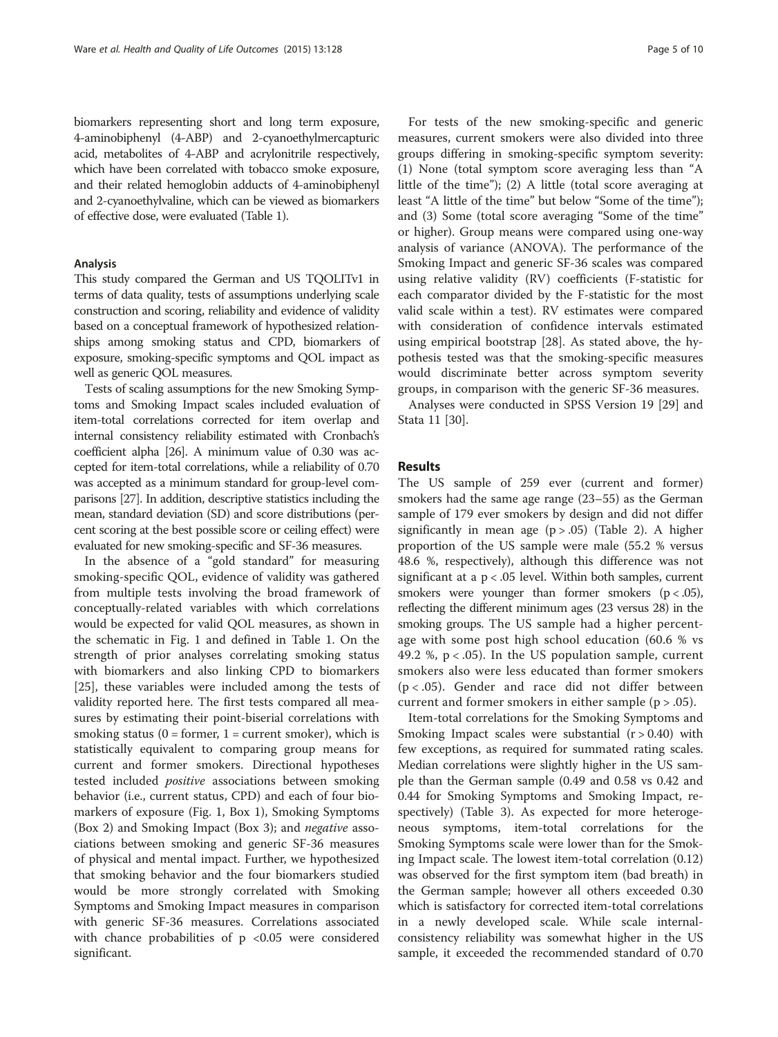biomarkers representing short and long term exposure, 4-aminobiphenyl (4-ABP) and 2-cyanoethylmercapturic acid, metabolites of 4-ABP and acrylonitrile respectively, which have been correlated with tobacco smoke exposure, and their related hemoglobin adducts of 4-aminobiphenyl and 2-cyanoethylvaline, which can be viewed as biomarkers of effective dose, were evaluated (Table 1).

### Analysis

This study compared the German and US TQOLITv1 in terms of data quality, tests of assumptions underlying scale construction and scoring, reliability and evidence of validity based on a conceptual framework of hypothesized relationships among smoking status and CPD, biomarkers of exposure, smoking-specific symptoms and QOL impact as well as generic QOL measures.

Tests of scaling assumptions for the new Smoking Symptoms and Smoking Impact scales included evaluation of item-total correlations corrected for item overlap and internal consistency reliability estimated with Cronbach's coefficient alpha [26]. A minimum value of 0.30 was accepted for item-total correlations, while a reliability of 0.70 was accepted as a minimum standard for group-level comparisons [27]. In addition, descriptive statistics including the mean, standard deviation (SD) and score distributions (percent scoring at the best possible score or ceiling effect) were evaluated for new smoking-specific and SF-36 measures.

In the absence of a "gold standard" for measuring smoking-specific QOL, evidence of validity was gathered from multiple tests involving the broad framework of conceptually-related variables with which correlations would be expected for valid QOL measures, as shown in the schematic in Fig. 1 and defined in Table 1. On the strength of prior analyses correlating smoking status with biomarkers and also linking CPD to biomarkers [25], these variables were included among the tests of validity reported here. The first tests compared all measures by estimating their point-biserial correlations with smoking status (0 = former, 1 = current smoker), which is statistically equivalent to comparing group means for current and former smokers. Directional hypotheses tested included *positive* associations between smoking behavior (i.e., current status, CPD) and each of four biomarkers of exposure (Fig. 1, Box 1), Smoking Symptoms (Box 2) and Smoking Impact (Box 3); and *negative* associations between smoking and generic SF-36 measures of physical and mental impact. Further, we hypothesized that smoking behavior and the four biomarkers studied would be more strongly correlated with Smoking Symptoms and Smoking Impact measures in comparison with generic SF-36 measures. Correlations associated with chance probabilities of $p < 0.05$ were considered significant.

For tests of the new smoking-specific and generic measures, current smokers were also divided into three groups differing in smoking-specific symptom severity: (1) None (total symptom score averaging less than "A little of the time"); (2) A little (total score averaging at least "A little of the time" but below "Some of the time"); and (3) Some (total score averaging "Some of the time" or higher). Group means were compared using one-way analysis of variance (ANOVA). The performance of the Smoking Impact and generic SF-36 scales was compared using relative validity (RV) coefficients (F-statistic for each comparator divided by the F-statistic for the most valid scale within a test). RV estimates were compared with consideration of confidence intervals estimated using empirical bootstrap [28]. As stated above, the hypothesis tested was that the smoking-specific measures would discriminate better across symptom severity groups, in comparison with the generic SF-36 measures.

Analyses were conducted in SPSS Version 19 [29] and Stata 11 [30].

## Results

The US sample of 259 ever (current and former) smokers had the same age range (23–55) as the German sample of 179 ever smokers by design and did not differ significantly in mean age ($p > .05$) (Table 2). A higher proportion of the US sample were male (55.2 % versus 48.6 %, respectively), although this difference was not significant at a $p < .05$ level. Within both samples, current smokers were younger than former smokers ($p < .05$), reflecting the different minimum ages (23 versus 28) in the smoking groups. The US sample had a higher percentage with some post high school education (60.6 % vs 49.2 %, $p < .05$). In the US population sample, current smokers also were less educated than former smokers ($p < .05$). Gender and race did not differ between current and former smokers in either sample ($p > .05$).

Item-total correlations for the Smoking Symptoms and Smoking Impact scales were substantial ($r > 0.40$) with few exceptions, as required for summated rating scales. Median correlations were slightly higher in the US sample than the German sample (0.49 and 0.58 vs 0.42 and 0.44 for Smoking Symptoms and Smoking Impact, respectively) (Table 3). As expected for more heterogeneous symptoms, item-total correlations for the Smoking Symptoms scale were lower than for the Smoking Impact scale. The lowest item-total correlation (0.12) was observed for the first symptom item (bad breath) in the German sample; however all others exceeded 0.30 which is satisfactory for corrected item-total correlations in a newly developed scale. While scale internal-consistency reliability was somewhat higher in the US sample, it exceeded the recommended standard of 0.70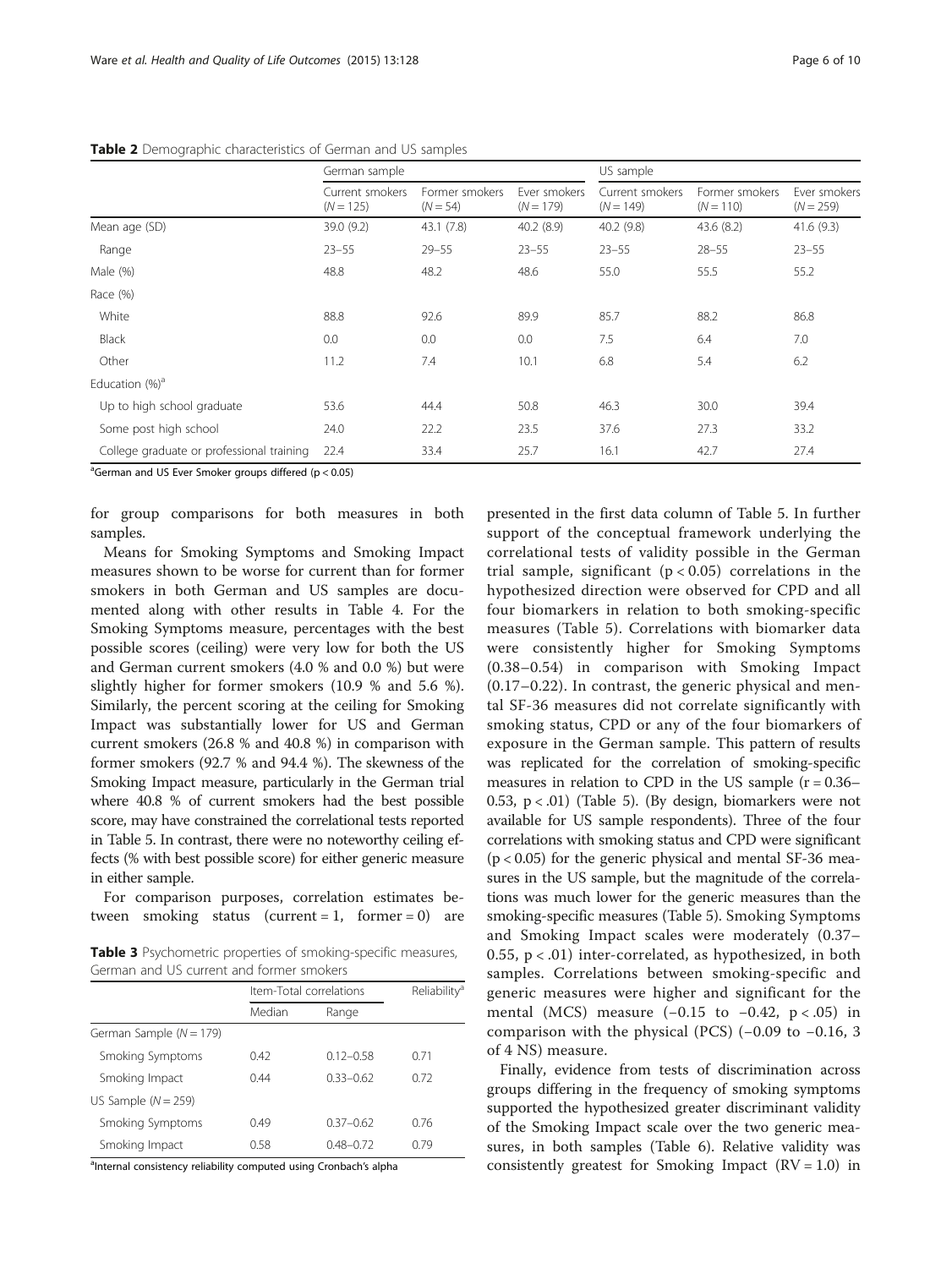**Table 2** Demographic characteristics of German and US samples

| | German sample | | | US sample | | |
|---|---|---|---|---|---|---|
| | Current smokers ($N = 125$) | Former smokers ($N = 54$) | Ever smokers ($N = 179$) | Current smokers ($N = 149$) | Former smokers ($N = 110$) | Ever smokers ($N = 259$) |
| Mean age (SD) | 39.0 (9.2) | 43.1 (7.8) | 40.2 (8.9) | 40.2 (9.8) | 43.6 (8.2) | 41.6 (9.3) |
| Range | 23–55 | 29–55 | 23–55 | 23–55 | 28–55 | 23–55 |
| Male (%) | 48.8 | 48.2 | 48.6 | 55.0 | 55.5 | 55.2 |
| Race (%) | | | | | | |
| White | 88.8 | 92.6 | 89.9 | 85.7 | 88.2 | 86.8 |
| Black | 0.0 | 0.0 | 0.0 | 7.5 | 6.4 | 7.0 |
| Other | 11.2 | 7.4 | 10.1 | 6.8 | 5.4 | 6.2 |
| Education (%)[a] | | | | | | |
| Up to high school graduate | 53.6 | 44.4 | 50.8 | 46.3 | 30.0 | 39.4 |
| Some post high school | 24.0 | 22.2 | 23.5 | 37.6 | 27.3 | 33.2 |
| College graduate or professional training | 22.4 | 33.4 | 25.7 | 16.1 | 42.7 | 27.4 |

[a]German and US Ever Smoker groups differed ($p < 0.05$)

for group comparisons for both measures in both samples.

Means for Smoking Symptoms and Smoking Impact measures shown to be worse for current than for former smokers in both German and US samples are documented along with other results in Table 4. For the Smoking Symptoms measure, percentages with the best possible scores (ceiling) were very low for both the US and German current smokers (4.0 % and 0.0 %) but were slightly higher for former smokers (10.9 % and 5.6 %). Similarly, the percent scoring at the ceiling for Smoking Impact was substantially lower for US and German current smokers (26.8 % and 40.8 %) in comparison with former smokers (92.7 % and 94.4 %). The skewness of the Smoking Impact measure, particularly in the German trial where 40.8 % of current smokers had the best possible score, may have constrained the correlational tests reported in Table 5. In contrast, there were no noteworthy ceiling effects (% with best possible score) for either generic measure in either sample.

For comparison purposes, correlation estimates between smoking status (current = 1, former = 0) are presented in the first data column of Table 5. In further support of the conceptual framework underlying the correlational tests of validity possible in the German trial sample, significant ($p < 0.05$) correlations in the hypothesized direction were observed for CPD and all four biomarkers in relation to both smoking-specific measures (Table 5). Correlations with biomarker data were consistently higher for Smoking Symptoms (0.38–0.54) in comparison with Smoking Impact (0.17–0.22). In contrast, the generic physical and mental SF-36 measures did not correlate significantly with smoking status, CPD or any of the four biomarkers of exposure in the German sample. This pattern of results was replicated for the correlation of smoking-specific measures in relation to CPD in the US sample ($r = 0.36$–$0.53$, $p < .01$) (Table 5). (By design, biomarkers were not available for US sample respondents). Three of the four correlations with smoking status and CPD were significant ($p < 0.05$) for the generic physical and mental SF-36 measures in the US sample, but the magnitude of the correlations was much lower for the generic measures than the smoking-specific measures (Table 5). Smoking Symptoms and Smoking Impact scales were moderately (0.37–0.55, $p < .01$) inter-correlated, as hypothesized, in both samples. Correlations between smoking-specific and generic measures were higher and significant for the mental (MCS) measure (−0.15 to −0.42, $p < .05$) in comparison with the physical (PCS) (−0.09 to −0.16, 3 of 4 NS) measure.

Finally, evidence from tests of discrimination across groups differing in the frequency of smoking symptoms supported the hypothesized greater discriminant validity of the Smoking Impact scale over the two generic measures, in both samples (Table 6). Relative validity was consistently greatest for Smoking Impact (RV = 1.0) in

**Table 3** Psychometric properties of smoking-specific measures, German and US current and former smokers

| | Item-Total correlations | | Reliability[a] |
|---|---|---|---|
| | Median | Range | |
| German Sample ($N = 179$) | | | |
| Smoking Symptoms | 0.42 | 0.12–0.58 | 0.71 |
| Smoking Impact | 0.44 | 0.33–0.62 | 0.72 |
| US Sample ($N = 259$) | | | |
| Smoking Symptoms | 0.49 | 0.37–0.62 | 0.76 |
| Smoking Impact | 0.58 | 0.48–0.72 | 0.79 |

[a]Internal consistency reliability computed using Cronbach's alpha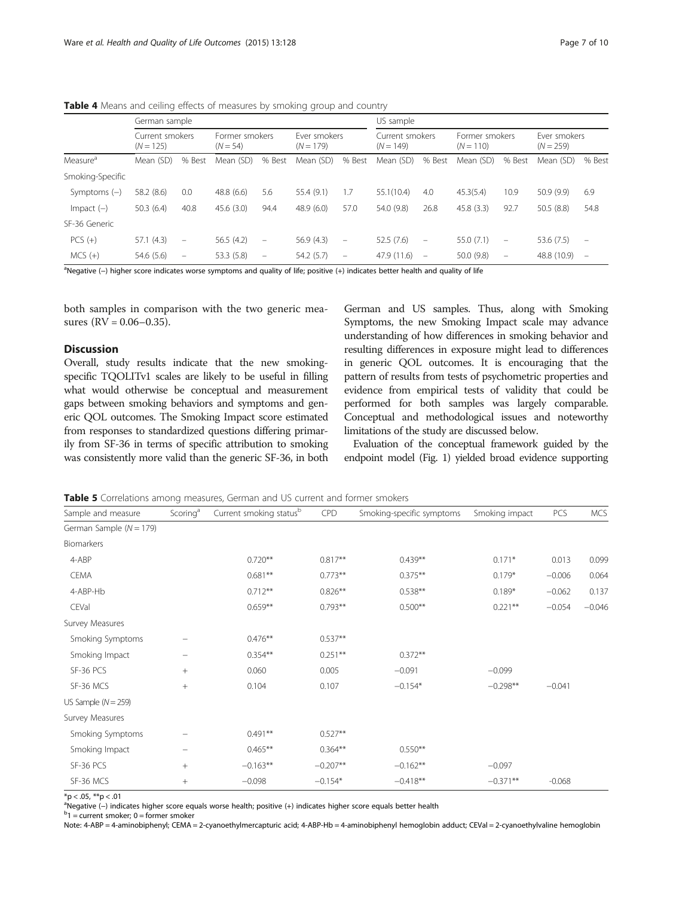**Table 4** Means and ceiling effects of measures by smoking group and country

| | German sample | | | | | | US sample | | | | | |
|---|---|---|---|---|---|---|---|---|---|---|---|---|
| | Current smokers ($N = 125$) | | Former smokers ($N = 54$) | | Ever smokers ($N = 179$) | | Current smokers ($N = 149$) | | Former smokers ($N = 110$) | | Ever smokers ($N = 259$) | |
| Measure[a] | Mean (SD) | % Best | Mean (SD) | % Best | Mean (SD) | % Best | Mean (SD) | % Best | Mean (SD) | % Best | Mean (SD) | % Best |
| Smoking-Specific | | | | | | | | | | | | |
| Symptoms (−) | 58.2 (8.6) | 0.0 | 48.8 (6.6) | 5.6 | 55.4 (9.1) | 1.7 | 55.1(10.4) | 4.0 | 45.3(5.4) | 10.9 | 50.9 (9.9) | 6.9 |
| Impact (−) | 50.3 (6.4) | 40.8 | 45.6 (3.0) | 94.4 | 48.9 (6.0) | 57.0 | 54.0 (9.8) | 26.8 | 45.8 (3.3) | 92.7 | 50.5 (8.8) | 54.8 |
| SF-36 Generic | | | | | | | | | | | | |
| PCS (+) | 57.1 (4.3) | – | 56.5 (4.2) | – | 56.9 (4.3) | – | 52.5 (7.6) | – | 55.0 (7.1) | – | 53.6 (7.5) | – |
| MCS (+) | 54.6 (5.6) | – | 53.3 (5.8) | – | 54.2 (5.7) | – | 47.9 (11.6) | – | 50.0 (9.8) | – | 48.8 (10.9) | – |

[a]Negative (−) higher score indicates worse symptoms and quality of life; positive (+) indicates better health and quality of life

both samples in comparison with the two generic measures (RV = 0.06–0.35).

## Discussion

Overall, study results indicate that the new smoking-specific TQOLITv1 scales are likely to be useful in filling what would otherwise be conceptual and measurement gaps between smoking behaviors and symptoms and generic QOL outcomes. The Smoking Impact score estimated from responses to standardized questions differing primarily from SF-36 in terms of specific attribution to smoking was consistently more valid than the generic SF-36, in both German and US samples. Thus, along with Smoking Symptoms, the new Smoking Impact scale may advance understanding of how differences in smoking behavior and resulting differences in exposure might lead to differences in generic QOL outcomes. It is encouraging that the pattern of results from tests of psychometric properties and evidence from empirical tests of validity that could be performed for both samples was largely comparable. Conceptual and methodological issues and noteworthy limitations of the study are discussed below.

Evaluation of the conceptual framework guided by the endpoint model (Fig. 1) yielded broad evidence supporting

**Table 5** Correlations among measures, German and US current and former smokers

| Sample and measure | Scoring[a] | Current smoking status[b] | CPD | Smoking-specific symptoms | Smoking impact | PCS | MCS |
|---|---|---|---|---|---|---|---|
| German Sample ($N = 179$) | | | | | | | |
| Biomarkers | | | | | | | |
| 4-ABP | | 0.720** | 0.817** | 0.439** | 0.171* | 0.013 | 0.099 |
| CEMA | | 0.681** | 0.773** | 0.375** | 0.179* | −0.006 | 0.064 |
| 4-ABP-Hb | | 0.712** | 0.826** | 0.538** | 0.189* | −0.062 | 0.137 |
| CEVal | | 0.659** | 0.793** | 0.500** | 0.221** | −0.054 | −0.046 |
| Survey Measures | | | | | | | |
| Smoking Symptoms | − | 0.476** | 0.537** | | | | |
| Smoking Impact | − | 0.354** | 0.251** | 0.372** | | | |
| SF-36 PCS | + | 0.060 | 0.005 | −0.091 | −0.099 | | |
| SF-36 MCS | + | 0.104 | 0.107 | −0.154* | −0.298** | −0.041 | |
| US Sample ($N = 259$) | | | | | | | |
| Survey Measures | | | | | | | |
| Smoking Symptoms | − | 0.491** | 0.527** | | | | |
| Smoking Impact | − | 0.465** | 0.364** | 0.550** | | | |
| SF-36 PCS | + | −0.163** | −0.207** | −0.162** | −0.097 | | |
| SF-36 MCS | + | −0.098 | −0.154* | −0.418** | −0.371** | -0.068 | |

*$p < .05$, **$p < .01$

[a]Negative (−) indicates higher score equals worse health; positive (+) indicates higher score equals better health

[b]1 = current smoker; 0 = former smoker

Note: 4-ABP = 4-aminobiphenyl; CEMA = 2-cyanoethylmercapturic acid; 4-ABP-Hb = 4-aminobiphenyl hemoglobin adduct; CEVal = 2-cyanoethylvaline hemoglobin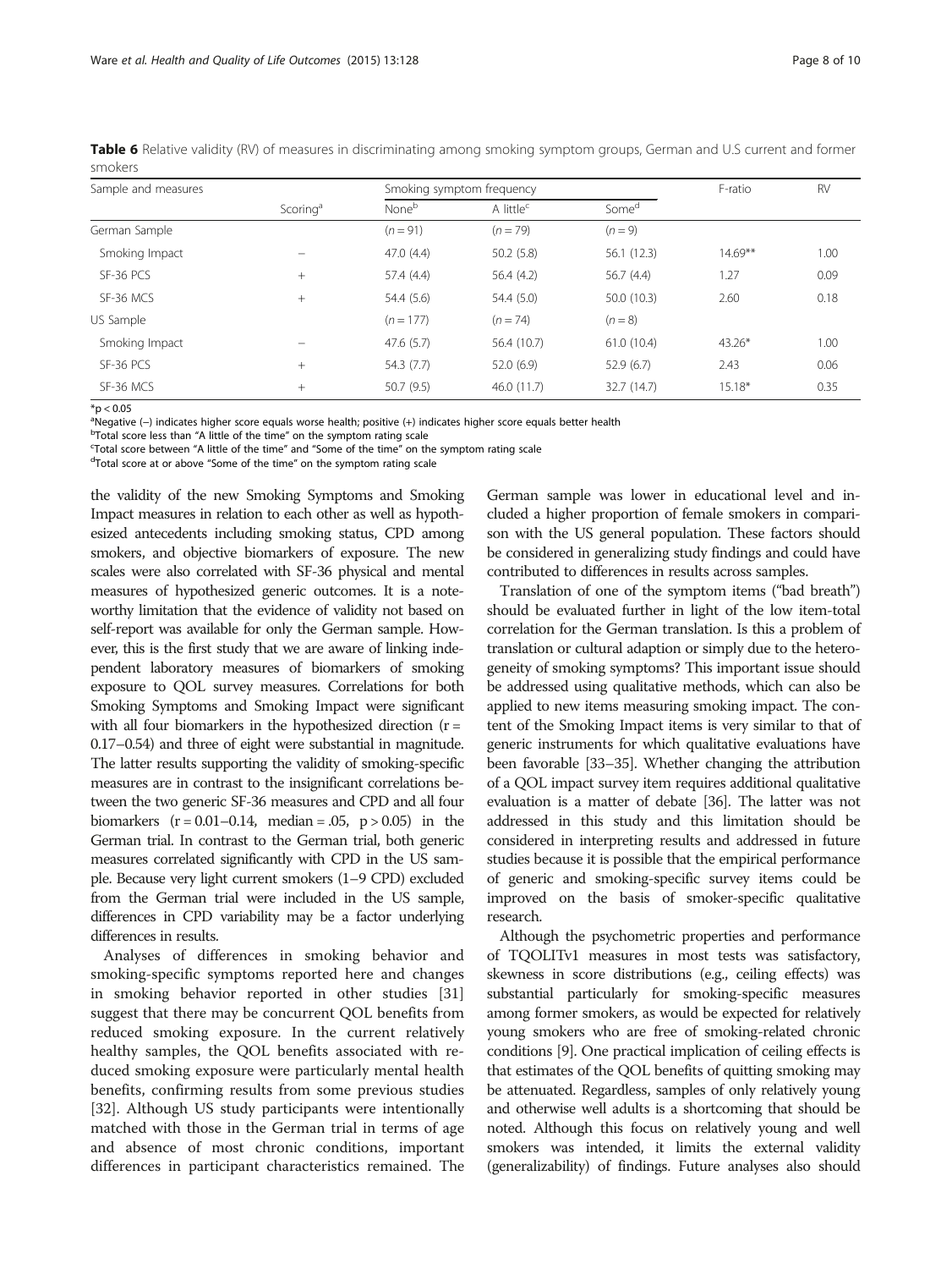**Table 6** Relative validity (RV) of measures in discriminating among smoking symptom groups, German and U.S current and former smokers

| Sample and measures | Scoring[a] | Smoking symptom frequency | | | F-ratio | RV |
|---|---|---|---|---|---|---|
| | | None[b] | A little[c] | Some[d] | | |
| German Sample | | (n = 91) | (n = 79) | (n = 9) | | |
| Smoking Impact | – | 47.0 (4.4) | 50.2 (5.8) | 56.1 (12.3) | 14.69** | 1.00 |
| SF-36 PCS | + | 57.4 (4.4) | 56.4 (4.2) | 56.7 (4.4) | 1.27 | 0.09 |
| SF-36 MCS | + | 54.4 (5.6) | 54.4 (5.0) | 50.0 (10.3) | 2.60 | 0.18 |
| US Sample | | (n = 177) | (n = 74) | (n = 8) | | |
| Smoking Impact | – | 47.6 (5.7) | 56.4 (10.7) | 61.0 (10.4) | 43.26* | 1.00 |
| SF-36 PCS | + | 54.3 (7.7) | 52.0 (6.9) | 52.9 (6.7) | 2.43 | 0.06 |
| SF-36 MCS | + | 50.7 (9.5) | 46.0 (11.7) | 32.7 (14.7) | 15.18* | 0.35 |

*$p < 0.05$

[a]Negative (–) indicates higher score equals worse health; positive (+) indicates higher score equals better health

[b]Total score less than "A little of the time" on the symptom rating scale

[c]Total score between "A little of the time" and "Some of the time" on the symptom rating scale

[d]Total score at or above "Some of the time" on the symptom rating scale

the validity of the new Smoking Symptoms and Smoking Impact measures in relation to each other as well as hypothesized antecedents including smoking status, CPD among smokers, and objective biomarkers of exposure. The new scales were also correlated with SF-36 physical and mental measures of hypothesized generic outcomes. It is a noteworthy limitation that the evidence of validity not based on self-report was available for only the German sample. However, this is the first study that we are aware of linking independent laboratory measures of biomarkers of smoking exposure to QOL survey measures. Correlations for both Smoking Symptoms and Smoking Impact were significant with all four biomarkers in the hypothesized direction ($r = 0.17$–$0.54$) and three of eight were substantial in magnitude. The latter results supporting the validity of smoking-specific measures are in contrast to the insignificant correlations between the two generic SF-36 measures and CPD and all four biomarkers ($r = 0.01$–$0.14$, median = .05, $p > 0.05$) in the German trial. In contrast to the German trial, both generic measures correlated significantly with CPD in the US sample. Because very light current smokers (1–9 CPD) excluded from the German trial were included in the US sample, differences in CPD variability may be a factor underlying differences in results.

Analyses of differences in smoking behavior and smoking-specific symptoms reported here and changes in smoking behavior reported in other studies [31] suggest that there may be concurrent QOL benefits from reduced smoking exposure. In the current relatively healthy samples, the QOL benefits associated with reduced smoking exposure were particularly mental health benefits, confirming results from some previous studies [32]. Although US study participants were intentionally matched with those in the German trial in terms of age and absence of most chronic conditions, important differences in participant characteristics remained. The German sample was lower in educational level and included a higher proportion of female smokers in comparison with the US general population. These factors should be considered in generalizing study findings and could have contributed to differences in results across samples.

Translation of one of the symptom items ("bad breath") should be evaluated further in light of the low item-total correlation for the German translation. Is this a problem of translation or cultural adaption or simply due to the heterogeneity of smoking symptoms? This important issue should be addressed using qualitative methods, which can also be applied to new items measuring smoking impact. The content of the Smoking Impact items is very similar to that of generic instruments for which qualitative evaluations have been favorable [33–35]. Whether changing the attribution of a QOL impact survey item requires additional qualitative evaluation is a matter of debate [36]. The latter was not addressed in this study and this limitation should be considered in interpreting results and addressed in future studies because it is possible that the empirical performance of generic and smoking-specific survey items could be improved on the basis of smoker-specific qualitative research.

Although the psychometric properties and performance of TQOLITv1 measures in most tests was satisfactory, skewness in score distributions (e.g., ceiling effects) was substantial particularly for smoking-specific measures among former smokers, as would be expected for relatively young smokers who are free of smoking-related chronic conditions [9]. One practical implication of ceiling effects is that estimates of the QOL benefits of quitting smoking may be attenuated. Regardless, samples of only relatively young and otherwise well adults is a shortcoming that should be noted. Although this focus on relatively young and well smokers was intended, it limits the external validity (generalizability) of findings. Future analyses also should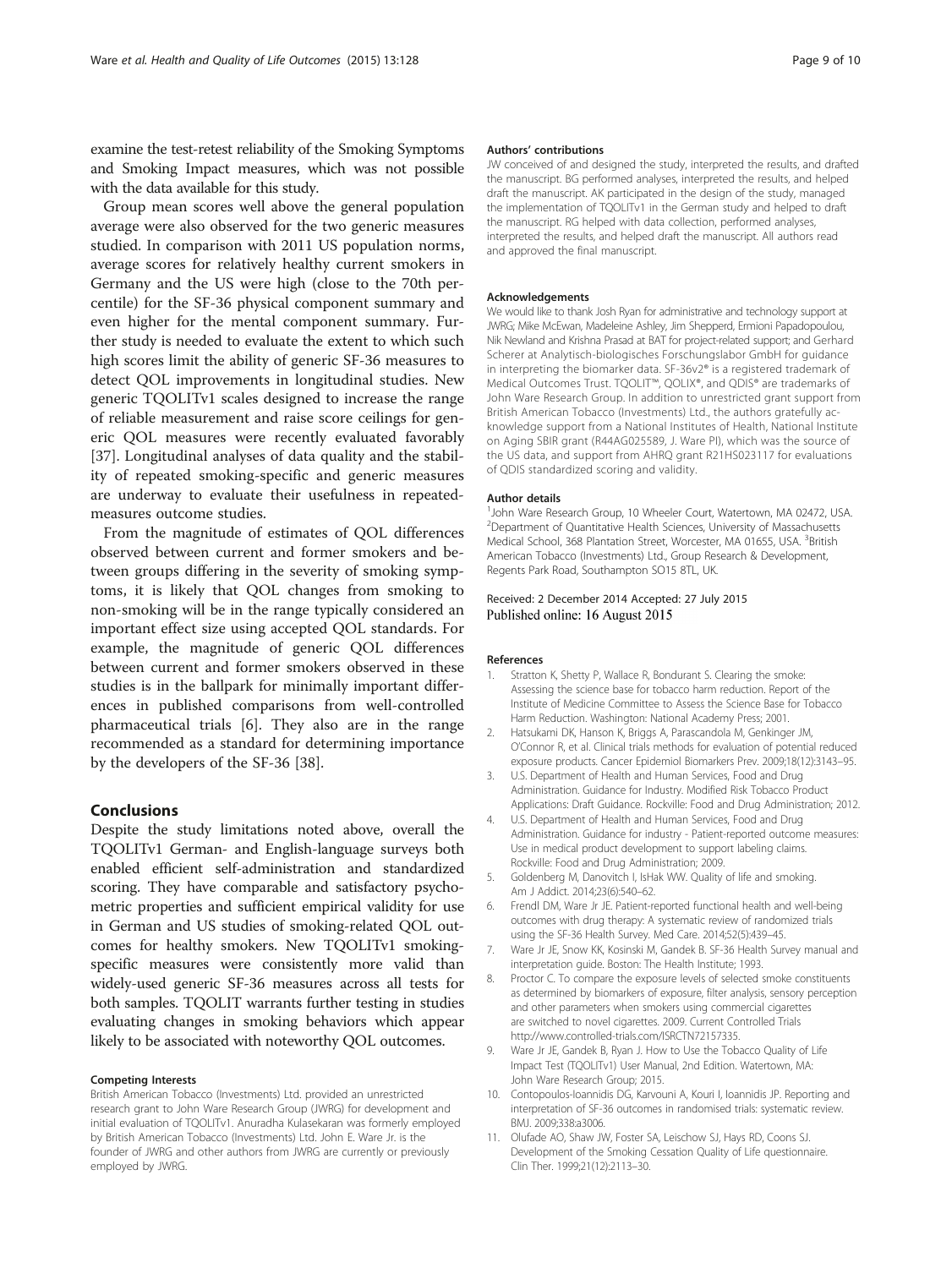examine the test-retest reliability of the Smoking Symptoms and Smoking Impact measures, which was not possible with the data available for this study.

Group mean scores well above the general population average were also observed for the two generic measures studied. In comparison with 2011 US population norms, average scores for relatively healthy current smokers in Germany and the US were high (close to the 70th percentile) for the SF-36 physical component summary and even higher for the mental component summary. Further study is needed to evaluate the extent to which such high scores limit the ability of generic SF-36 measures to detect QOL improvements in longitudinal studies. New generic TQOLITv1 scales designed to increase the range of reliable measurement and raise score ceilings for generic QOL measures were recently evaluated favorably [37]. Longitudinal analyses of data quality and the stability of repeated smoking-specific and generic measures are underway to evaluate their usefulness in repeated-measures outcome studies.

From the magnitude of estimates of QOL differences observed between current and former smokers and between groups differing in the severity of smoking symptoms, it is likely that QOL changes from smoking to non-smoking will be in the range typically considered an important effect size using accepted QOL standards. For example, the magnitude of generic QOL differences between current and former smokers observed in these studies is in the ballpark for minimally important differences in published comparisons from well-controlled pharmaceutical trials [6]. They also are in the range recommended as a standard for determining importance by the developers of the SF-36 [38].

## Conclusions

Despite the study limitations noted above, overall the TQOLITv1 German- and English-language surveys both enabled efficient self-administration and standardized scoring. They have comparable and satisfactory psychometric properties and sufficient empirical validity for use in German and US studies of smoking-related QOL outcomes for healthy smokers. New TQOLITv1 smoking-specific measures were consistently more valid than widely-used generic SF-36 measures across all tests for both samples. TQOLIT warrants further testing in studies evaluating changes in smoking behaviors which appear likely to be associated with noteworthy QOL outcomes.

#### Competing Interests

British American Tobacco (Investments) Ltd. provided an unrestricted research grant to John Ware Research Group (JWRG) for development and initial evaluation of TQOLITv1. Anuradha Kulasekaran was formerly employed by British American Tobacco (Investments) Ltd. John E. Ware Jr. is the founder of JWRG and other authors from JWRG are currently or previously employed by JWRG.

#### Authors' contributions

JW conceived of and designed the study, interpreted the results, and drafted the manuscript. BG performed analyses, interpreted the results, and helped draft the manuscript. AK participated in the design of the study, managed the implementation of TQOLITv1 in the German study and helped to draft the manuscript. RG helped with data collection, performed analyses, interpreted the results, and helped draft the manuscript. All authors read and approved the final manuscript.

#### Acknowledgements

We would like to thank Josh Ryan for administrative and technology support at JWRG; Mike McEwan, Madeleine Ashley, Jim Shepperd, Ermioni Papadopoulou, Nik Newland and Krishna Prasad at BAT for project-related support; and Gerhard Scherer at Analytisch-biologisches Forschungslabor GmbH for guidance in interpreting the biomarker data. SF-36v2® is a registered trademark of Medical Outcomes Trust. TQOLIT™, QOLIX®, and QDIS® are trademarks of John Ware Research Group. In addition to unrestricted grant support from British American Tobacco (Investments) Ltd., the authors gratefully acknowledge support from a National Institutes of Health, National Institute on Aging SBIR grant (R44AG025589, J. Ware PI), which was the source of the US data, and support from AHRQ grant R21HS023117 for evaluations of QDIS standardized scoring and validity.

#### Author details

[1]John Ware Research Group, 10 Wheeler Court, Watertown, MA 02472, USA. [2]Department of Quantitative Health Sciences, University of Massachusetts Medical School, 368 Plantation Street, Worcester, MA 01655, USA. [3]British American Tobacco (Investments) Ltd., Group Research & Development, Regents Park Road, Southampton SO15 8TL, UK.

Received: 2 December 2014 Accepted: 27 July 2015
Published online: 16 August 2015

#### References

1. Stratton K, Shetty P, Wallace R, Bondurant S. Clearing the smoke: Assessing the science base for tobacco harm reduction. Report of the Institute of Medicine Committee to Assess the Science Base for Tobacco Harm Reduction. Washington: National Academy Press; 2001.
2. Hatsukami DK, Hanson K, Briggs A, Parascandola M, Genkinger JM, O'Connor R, et al. Clinical trials methods for evaluation of potential reduced exposure products. Cancer Epidemiol Biomarkers Prev. 2009;18(12):3143–95.
3. U.S. Department of Health and Human Services, Food and Drug Administration. Guidance for Industry. Modified Risk Tobacco Product Applications: Draft Guidance. Rockville: Food and Drug Administration; 2012.
4. U.S. Department of Health and Human Services, Food and Drug Administration. Guidance for industry - Patient-reported outcome measures: Use in medical product development to support labeling claims. Rockville: Food and Drug Administration; 2009.
5. Goldenberg M, Danovitch I, IsHak WW. Quality of life and smoking. Am J Addict. 2014;23(6):540–62.
6. Frendl DM, Ware Jr JE. Patient-reported functional health and well-being outcomes with drug therapy: A systematic review of randomized trials using the SF-36 Health Survey. Med Care. 2014;52(5):439–45.
7. Ware Jr JE, Snow KK, Kosinski M, Gandek B. SF-36 Health Survey manual and interpretation guide. Boston: The Health Institute; 1993.
8. Proctor C. To compare the exposure levels of selected smoke constituents as determined by biomarkers of exposure, filter analysis, sensory perception and other parameters when smokers using commercial cigarettes are switched to novel cigarettes. 2009. Current Controlled Trials http://www.controlled-trials.com/ISRCTN72157335.
9. Ware Jr JE, Gandek B, Ryan J. How to Use the Tobacco Quality of Life Impact Test (TQOLITv1) User Manual, 2nd Edition. Watertown, MA: John Ware Research Group; 2015.
10. Contopoulos-Ioannidis DG, Karvouni A, Kouri I, Ioannidis JP. Reporting and interpretation of SF-36 outcomes in randomised trials: systematic review. BMJ. 2009;338:a3006.
11. Olufade AO, Shaw JW, Foster SA, Leischow SJ, Hays RD, Coons SJ. Development of the Smoking Cessation Quality of Life questionnaire. Clin Ther. 1999;21(12):2113–30.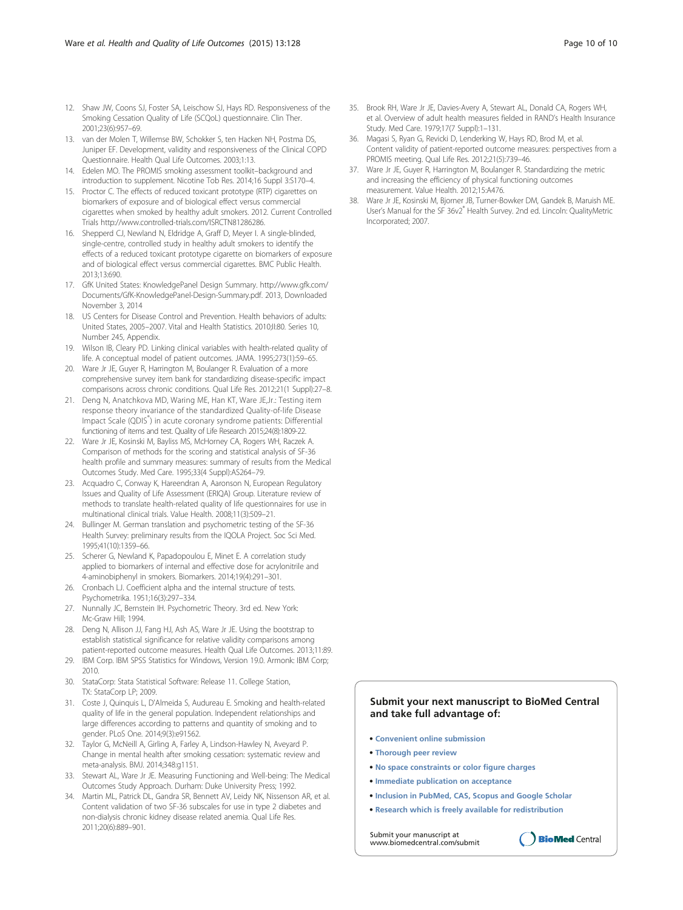12. Shaw JW, Coons SJ, Foster SA, Leischow SJ, Hays RD. Responsiveness of the Smoking Cessation Quality of Life (SCQoL) questionnaire. Clin Ther. 2001;23(6):957–69.
13. van der Molen T, Willemse BW, Schokker S, ten Hacken NH, Postma DS, Juniper EF. Development, validity and responsiveness of the Clinical COPD Questionnaire. Health Qual Life Outcomes. 2003;1:13.
14. Edelen MO. The PROMIS smoking assessment toolkit–background and introduction to supplement. Nicotine Tob Res. 2014;16 Suppl 3:S170–4.
15. Proctor C. The effects of reduced toxicant prototype (RTP) cigarettes on biomarkers of exposure and of biological effect versus commercial cigarettes when smoked by healthy adult smokers. 2012. Current Controlled Trials http://www.controlled-trials.com/ISRCTN81286286.
16. Shepperd CJ, Newland N, Eldridge A, Graff D, Meyer I. A single-blinded, single-centre, controlled study in healthy adult smokers to identify the effects of a reduced toxicant prototype cigarette on biomarkers of exposure and of biological effect versus commercial cigarettes. BMC Public Health. 2013;13:690.
17. GfK United States: KnowledgePanel Design Summary. http://www.gfk.com/Documents/GfK-KnowledgePanel-Design-Summary.pdf. 2013, Downloaded November 3, 2014
18. US Centers for Disease Control and Prevention. Health behaviors of adults: United States, 2005–2007. Vital and Health Statistics. 2010;II:80. Series 10, Number 245, Appendix.
19. Wilson IB, Cleary PD. Linking clinical variables with health-related quality of life. A conceptual model of patient outcomes. JAMA. 1995;273(1):59–65.
20. Ware Jr JE, Guyer R, Harrington M, Boulanger R. Evaluation of a more comprehensive survey item bank for standardizing disease-specific impact comparisons across chronic conditions. Qual Life Res. 2012;21(1 Suppl):27–8.
21. Deng N, Anatchkova MD, Waring ME, Han KT, Ware JE,Jr.: Testing item response theory invariance of the standardized Quality-of-life Disease Impact Scale (QDIS®) in acute coronary syndrome patients: Differential functioning of items and test. Quality of Life Research 2015;24(8):1809-22.
22. Ware Jr JE, Kosinski M, Bayliss MS, McHorney CA, Rogers WH, Raczek A. Comparison of methods for the scoring and statistical analysis of SF-36 health profile and summary measures: summary of results from the Medical Outcomes Study. Med Care. 1995;33(4 Suppl):AS264–79.
23. Acquadro C, Conway K, Hareendran A, Aaronson N, European Regulatory Issues and Quality of Life Assessment (ERIQA) Group. Literature review of methods to translate health-related quality of life questionnaires for use in multinational clinical trials. Value Health. 2008;11(3):509–21.
24. Bullinger M. German translation and psychometric testing of the SF-36 Health Survey: preliminary results from the IQOLA Project. Soc Sci Med. 1995;41(10):1359–66.
25. Scherer G, Newland K, Papadopoulou E, Minet E. A correlation study applied to biomarkers of internal and effective dose for acrylonitrile and 4-aminobiphenyl in smokers. Biomarkers. 2014;19(4):291–301.
26. Cronbach LJ. Coefficient alpha and the internal structure of tests. Psychometrika. 1951;16(3):297–334.
27. Nunnally JC, Bernstein IH. Psychometric Theory. 3rd ed. New York: Mc-Graw Hill; 1994.
28. Deng N, Allison JJ, Fang HJ, Ash AS, Ware Jr JE. Using the bootstrap to establish statistical significance for relative validity comparisons among patient-reported outcome measures. Health Qual Life Outcomes. 2013;11:89.
29. IBM Corp. IBM SPSS Statistics for Windows, Version 19.0. Armonk: IBM Corp; 2010.
30. StataCorp: Stata Statistical Software: Release 11. College Station, TX: StataCorp LP; 2009.
31. Coste J, Quinquis L, D'Almeida S, Audureau E. Smoking and health-related quality of life in the general population. Independent relationships and large differences according to patterns and quantity of smoking and to gender. PLoS One. 2014;9(3):e91562.
32. Taylor G, McNeill A, Girling A, Farley A, Lindson-Hawley N, Aveyard P. Change in mental health after smoking cessation: systematic review and meta-analysis. BMJ. 2014;348:g1151.
33. Stewart AL, Ware Jr JE. Measuring Functioning and Well-being: The Medical Outcomes Study Approach. Durham: Duke University Press; 1992.
34. Martin ML, Patrick DL, Gandra SR, Bennett AV, Leidy NK, Nissenson AR, et al. Content validation of two SF-36 subscales for use in type 2 diabetes and non-dialysis chronic kidney disease related anemia. Qual Life Res. 2011;20(6):889–901.
35. Brook RH, Ware Jr JE, Davies-Avery A, Stewart AL, Donald CA, Rogers WH, et al. Overview of adult health measures fielded in RAND's Health Insurance Study. Med Care. 1979;17(7 Suppl):1–131.
36. Magasi S, Ryan G, Revicki D, Lenderking W, Hays RD, Brod M, et al. Content validity of patient-reported outcome measures: perspectives from a PROMIS meeting. Qual Life Res. 2012;21(5):739–46.
37. Ware Jr JE, Guyer R, Harrington M, Boulanger R. Standardizing the metric and increasing the efficiency of physical functioning outcomes measurement. Value Health. 2012;15:A476.
38. Ware Jr JE, Kosinski M, Bjorner JB, Turner-Bowker DM, Gandek B, Maruish ME. User's Manual for the SF 36v2® Health Survey. 2nd ed. Lincoln: QualityMetric Incorporated; 2007.

**Submit your next manuscript to BioMed Central and take full advantage of:**

- Convenient online submission
- Thorough peer review
- No space constraints or color figure charges
- Immediate publication on acceptance
- Inclusion in PubMed, CAS, Scopus and Google Scholar
- Research which is freely available for redistribution

Submit your manuscript at
www.biomedcentral.com/submit

BioMed Central